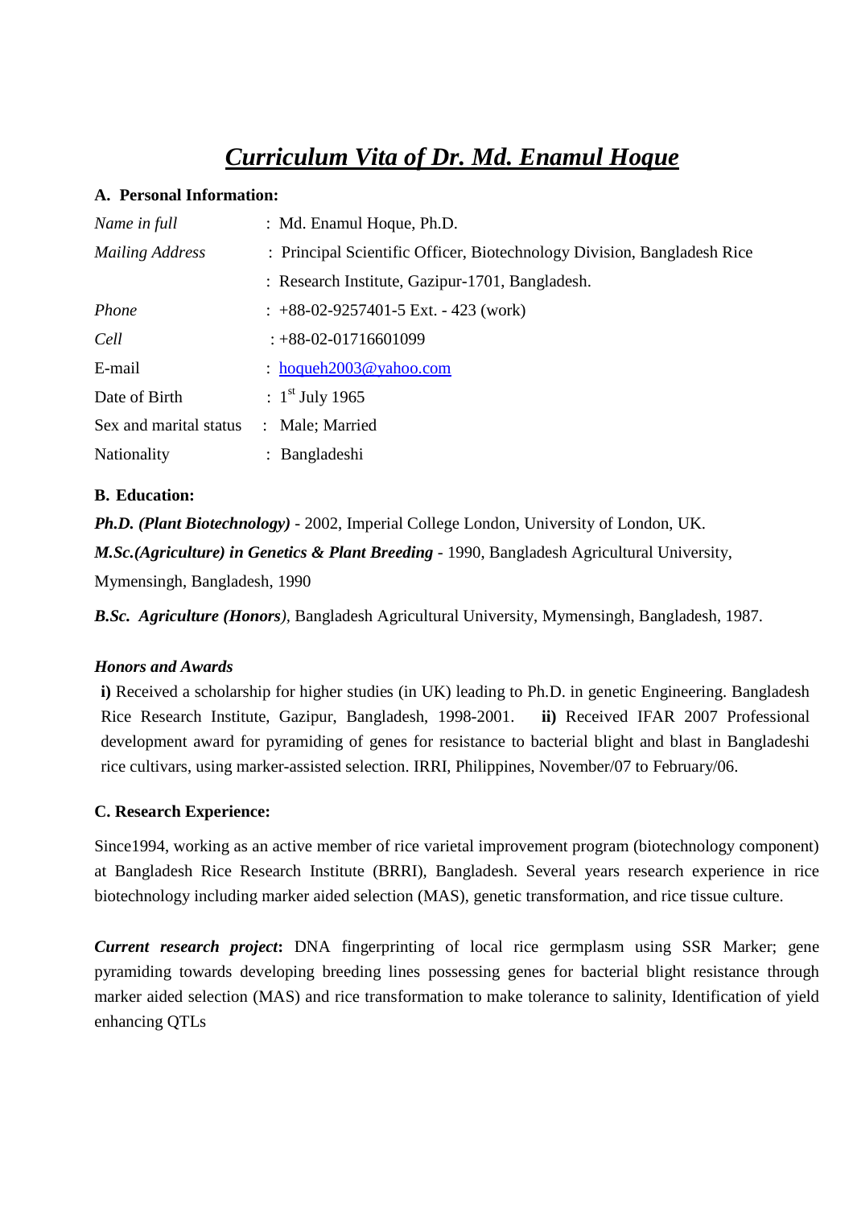# *Curriculum Vita of Dr. Md. Enamul Hoque*

**A. Personal Information:**

| | |
|---|---|
| *Name in full* | : Md. Enamul Hoque, Ph.D. |
| *Mailing Address* | : Principal Scientific Officer, Biotechnology Division, Bangladesh Rice |
| | : Research Institute, Gazipur-1701, Bangladesh. |
| *Phone* | : +88-02-9257401-5 Ext. - 423 (work) |
| *Cell* | : +88-02-01716601099 |
| E-mail | : hoqueh2003@yahoo.com |
| Date of Birth | : 1st July 1965 |
| Sex and marital status | : Male; Married |
| Nationality | : Bangladeshi |

**B. Education:**

***Ph.D. (Plant Biotechnology)*** - 2002, Imperial College London, University of London, UK.

***M.Sc.(Agriculture) in Genetics & Plant Breeding*** - 1990, Bangladesh Agricultural University, Mymensingh, Bangladesh, 1990

***B.Sc. Agriculture (Honors)***, Bangladesh Agricultural University, Mymensingh, Bangladesh, 1987.

***Honors and Awards***

**i)** Received a scholarship for higher studies (in UK) leading to Ph.D. in genetic Engineering. Bangladesh Rice Research Institute, Gazipur, Bangladesh, 1998-2001. **ii)** Received IFAR 2007 Professional development award for pyramiding of genes for resistance to bacterial blight and blast in Bangladeshi rice cultivars, using marker-assisted selection. IRRI, Philippines, November/07 to February/06.

**C. Research Experience:**

Since1994, working as an active member of rice varietal improvement program (biotechnology component) at Bangladesh Rice Research Institute (BRRI), Bangladesh. Several years research experience in rice biotechnology including marker aided selection (MAS), genetic transformation, and rice tissue culture.

***Current research project*:** DNA fingerprinting of local rice germplasm using SSR Marker; gene pyramiding towards developing breeding lines possessing genes for bacterial blight resistance through marker aided selection (MAS) and rice transformation to make tolerance to salinity, Identification of yield enhancing QTLs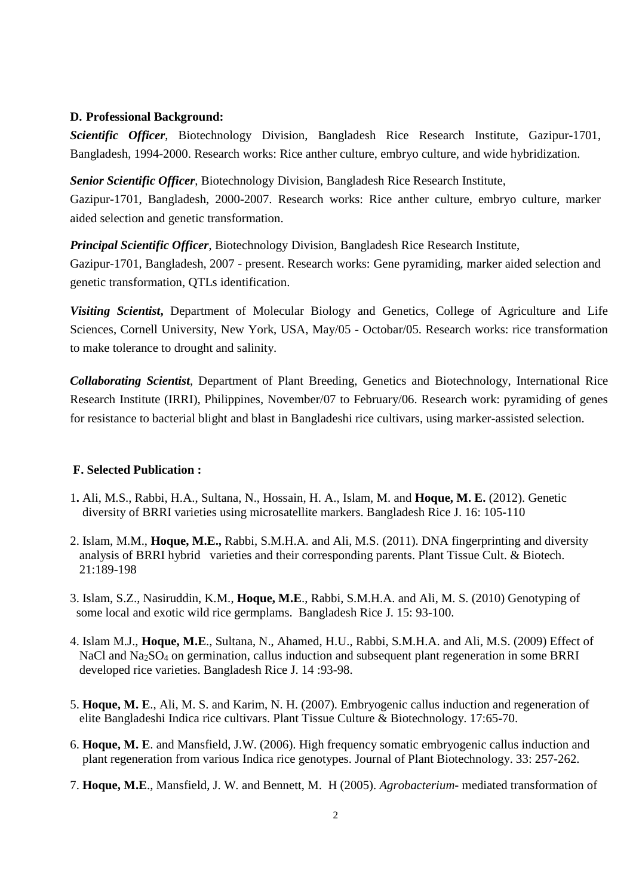### D. Professional Background:

***Scientific Officer***, Biotechnology Division, Bangladesh Rice Research Institute, Gazipur-1701, Bangladesh, 1994-2000. Research works: Rice anther culture, embryo culture, and wide hybridization.

***Senior Scientific Officer***, Biotechnology Division, Bangladesh Rice Research Institute, Gazipur-1701, Bangladesh, 2000-2007. Research works: Rice anther culture, embryo culture, marker aided selection and genetic transformation.

***Principal Scientific Officer***, Biotechnology Division, Bangladesh Rice Research Institute, Gazipur-1701, Bangladesh, 2007 - present. Research works: Gene pyramiding, marker aided selection and genetic transformation, QTLs identification.

***Visiting Scientist*,** Department of Molecular Biology and Genetics, College of Agriculture and Life Sciences, Cornell University, New York, USA, May/05 - Octobar/05. Research works: rice transformation to make tolerance to drought and salinity.

***Collaborating Scientist***, Department of Plant Breeding, Genetics and Biotechnology, International Rice Research Institute (IRRI), Philippines, November/07 to February/06. Research work: pyramiding of genes for resistance to bacterial blight and blast in Bangladeshi rice cultivars, using marker-assisted selection.

### F. Selected Publication :

1. Ali, M.S., Rabbi, H.A., Sultana, N., Hossain, H. A., Islam, M. and **Hoque, M. E.** (2012). Genetic diversity of BRRI varieties using microsatellite markers. Bangladesh Rice J. 16: 105-110

2. Islam, M.M., **Hoque, M.E.,** Rabbi, S.M.H.A. and Ali, M.S. (2011). DNA fingerprinting and diversity analysis of BRRI hybrid varieties and their corresponding parents. Plant Tissue Cult. & Biotech. 21:189-198

3. Islam, S.Z., Nasiruddin, K.M., **Hoque, M.E**., Rabbi, S.M.H.A. and Ali, M. S. (2010) Genotyping of some local and exotic wild rice germplams. Bangladesh Rice J. 15: 93-100.

4. Islam M.J., **Hoque, M.E**., Sultana, N., Ahamed, H.U., Rabbi, S.M.H.A. and Ali, M.S. (2009) Effect of NaCl and $Na_2SO_4$ on germination, callus induction and subsequent plant regeneration in some BRRI developed rice varieties. Bangladesh Rice J. 14 :93-98.

5. **Hoque, M. E**., Ali, M. S. and Karim, N. H. (2007). Embryogenic callus induction and regeneration of elite Bangladeshi Indica rice cultivars. Plant Tissue Culture & Biotechnology. 17:65-70.

6. **Hoque, M. E**. and Mansfield, J.W. (2006). High frequency somatic embryogenic callus induction and plant regeneration from various Indica rice genotypes. Journal of Plant Biotechnology. 33: 257-262.

7. **Hoque, M.E**., Mansfield, J. W. and Bennett, M. H (2005). *Agrobacterium*- mediated transformation of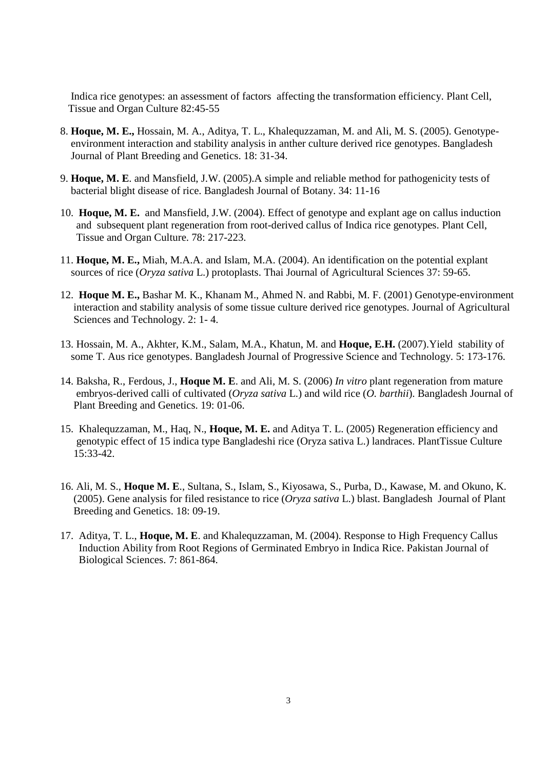Indica rice genotypes: an assessment of factors affecting the transformation efficiency. Plant Cell, Tissue and Organ Culture 82:45-55

8. **Hoque, M. E.,** Hossain, M. A., Aditya, T. L., Khalequzzaman, M. and Ali, M. S. (2005). Genotype-environment interaction and stability analysis in anther culture derived rice genotypes. Bangladesh Journal of Plant Breeding and Genetics. 18: 31-34.

9. **Hoque, M. E**. and Mansfield, J.W. (2005).A simple and reliable method for pathogenicity tests of bacterial blight disease of rice. Bangladesh Journal of Botany. 34: 11-16

10. **Hoque, M. E.** and Mansfield, J.W. (2004). Effect of genotype and explant age on callus induction and subsequent plant regeneration from root-derived callus of Indica rice genotypes. Plant Cell, Tissue and Organ Culture. 78: 217-223.

11. **Hoque, M. E.,** Miah, M.A.A. and Islam, M.A. (2004). An identification on the potential explant sources of rice (*Oryza sativa* L.) protoplasts. Thai Journal of Agricultural Sciences 37: 59-65.

12. **Hoque M. E.,** Bashar M. K., Khanam M., Ahmed N. and Rabbi, M. F. (2001) Genotype-environment interaction and stability analysis of some tissue culture derived rice genotypes. Journal of Agricultural Sciences and Technology. 2: 1- 4.

13. Hossain, M. A., Akhter, K.M., Salam, M.A., Khatun, M. and **Hoque, E.H.** (2007).Yield stability of some T. Aus rice genotypes. Bangladesh Journal of Progressive Science and Technology. 5: 173-176.

14. Baksha, R., Ferdous, J., **Hoque M. E**. and Ali, M. S. (2006) *In vitro* plant regeneration from mature embryos-derived calli of cultivated (*Oryza sativa* L.) and wild rice (*O. barthii*). Bangladesh Journal of Plant Breeding and Genetics. 19: 01-06.

15. Khalequzzaman, M., Haq, N., **Hoque, M. E.** and Aditya T. L. (2005) Regeneration efficiency and genotypic effect of 15 indica type Bangladeshi rice (Oryza sativa L.) landraces. PlantTissue Culture 15:33-42.

16. Ali, M. S., **Hoque M. E**., Sultana, S., Islam, S., Kiyosawa, S., Purba, D., Kawase, M. and Okuno, K. (2005). Gene analysis for filed resistance to rice (*Oryza sativa* L.) blast. Bangladesh Journal of Plant Breeding and Genetics. 18: 09-19.

17. Aditya, T. L., **Hoque, M. E**. and Khalequzzaman, M. (2004). Response to High Frequency Callus Induction Ability from Root Regions of Germinated Embryo in Indica Rice. Pakistan Journal of Biological Sciences. 7: 861-864.